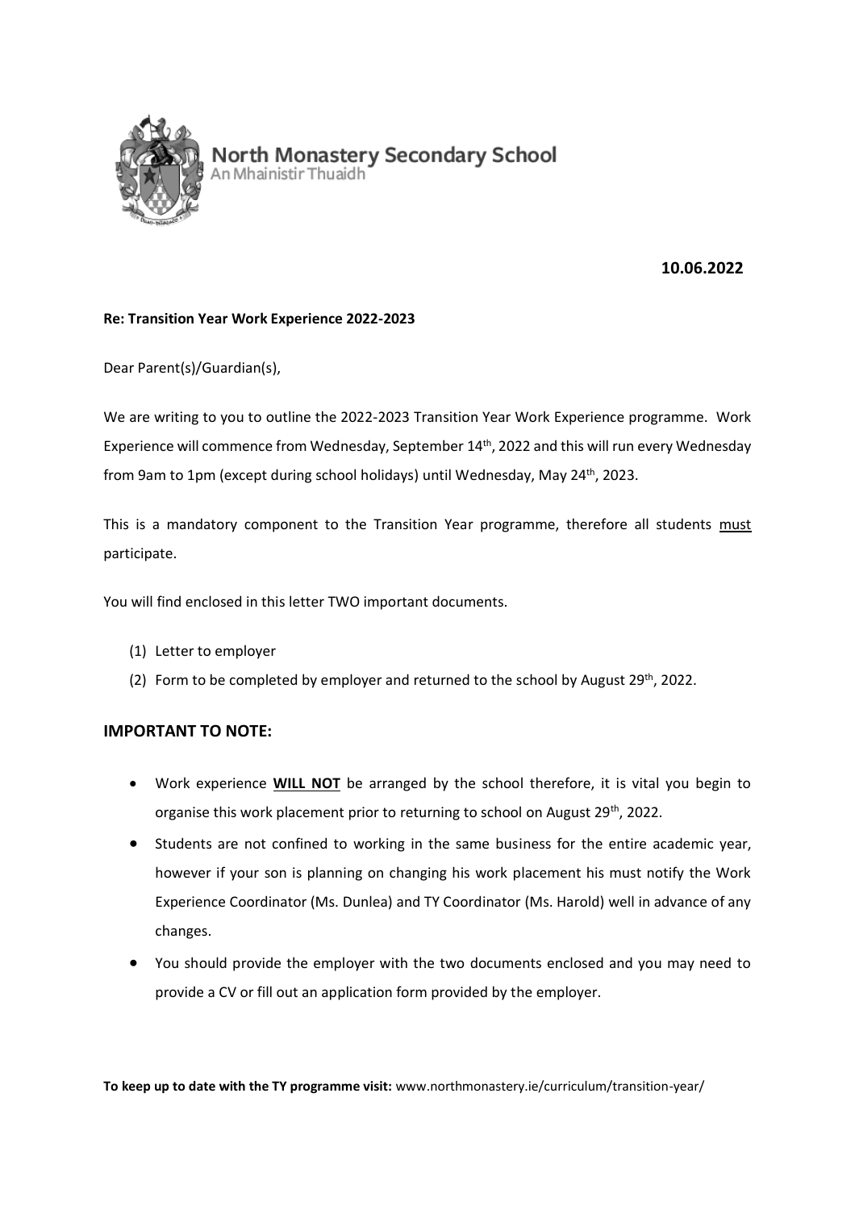# North Monastery Secondary School

An Mhainistir Thuaidh

**10.06.2022**

**Re: Transition Year Work Experience 2022-2023**

Dear Parent(s)/Guardian(s),

We are writing to you to outline the 2022-2023 Transition Year Work Experience programme. Work Experience will commence from Wednesday, September 14th, 2022 and this will run every Wednesday from 9am to 1pm (except during school holidays) until Wednesday, May 24th, 2023.

This is a mandatory component to the Transition Year programme, therefore all students <u>must</u> participate.

You will find enclosed in this letter TWO important documents.

(1) Letter to employer
(2) Form to be completed by employer and returned to the school by August 29th, 2022.

## IMPORTANT TO NOTE:

- Work experience **<u>WILL NOT</u>** be arranged by the school therefore, it is vital you begin to organise this work placement prior to returning to school on August 29th, 2022.
- Students are not confined to working in the same business for the entire academic year, however if your son is planning on changing his work placement his must notify the Work Experience Coordinator (Ms. Dunlea) and TY Coordinator (Ms. Harold) well in advance of any changes.
- You should provide the employer with the two documents enclosed and you may need to provide a CV or fill out an application form provided by the employer.

**To keep up to date with the TY programme visit:** www.northmonastery.ie/curriculum/transition-year/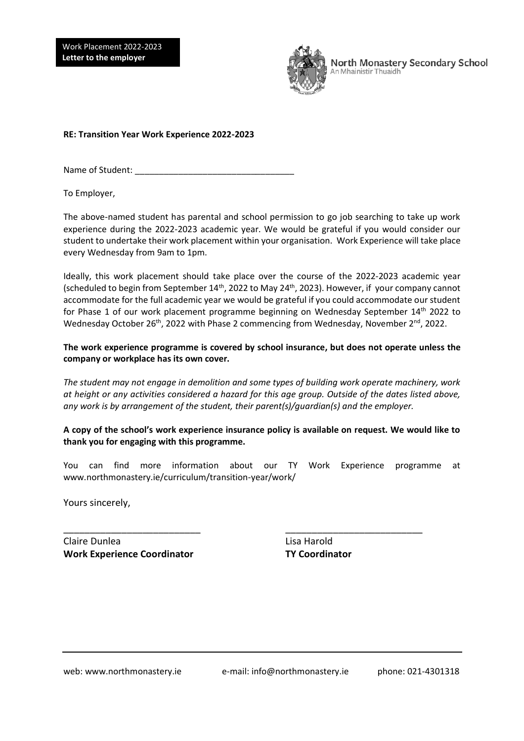Work Placement 2022-2023
**Letter to the employer**

North Monastery Secondary School
An Mhainistir Thuaidh

**RE: Transition Year Work Experience 2022-2023**

Name of Student: ________________________________

To Employer,

The above-named student has parental and school permission to go job searching to take up work experience during the 2022-2023 academic year. We would be grateful if you would consider our student to undertake their work placement within your organisation. Work Experience will take place every Wednesday from 9am to 1pm.

Ideally, this work placement should take place over the course of the 2022-2023 academic year (scheduled to begin from September 14th, 2022 to May 24th, 2023). However, if your company cannot accommodate for the full academic year we would be grateful if you could accommodate our student for Phase 1 of our work placement programme beginning on Wednesday September 14th 2022 to Wednesday October 26th, 2022 with Phase 2 commencing from Wednesday, November 2nd, 2022.

**The work experience programme is covered by school insurance, but does not operate unless the company or workplace has its own cover.**

*The student may not engage in demolition and some types of building work operate machinery, work at height or any activities considered a hazard for this age group. Outside of the dates listed above, any work is by arrangement of the student, their parent(s)/guardian(s) and the employer.*

**A copy of the school's work experience insurance policy is available on request. We would like to thank you for engaging with this programme.**

You can find more information about our TY Work Experience programme at www.northmonastery.ie/curriculum/transition-year/work/

Yours sincerely,

___________________________ ___________________________

Claire Dunlea
**Work Experience Coordinator**

Lisa Harold
**TY Coordinator**

web: www.northmonastery.ie e-mail: info@northmonastery.ie phone: 021-4301318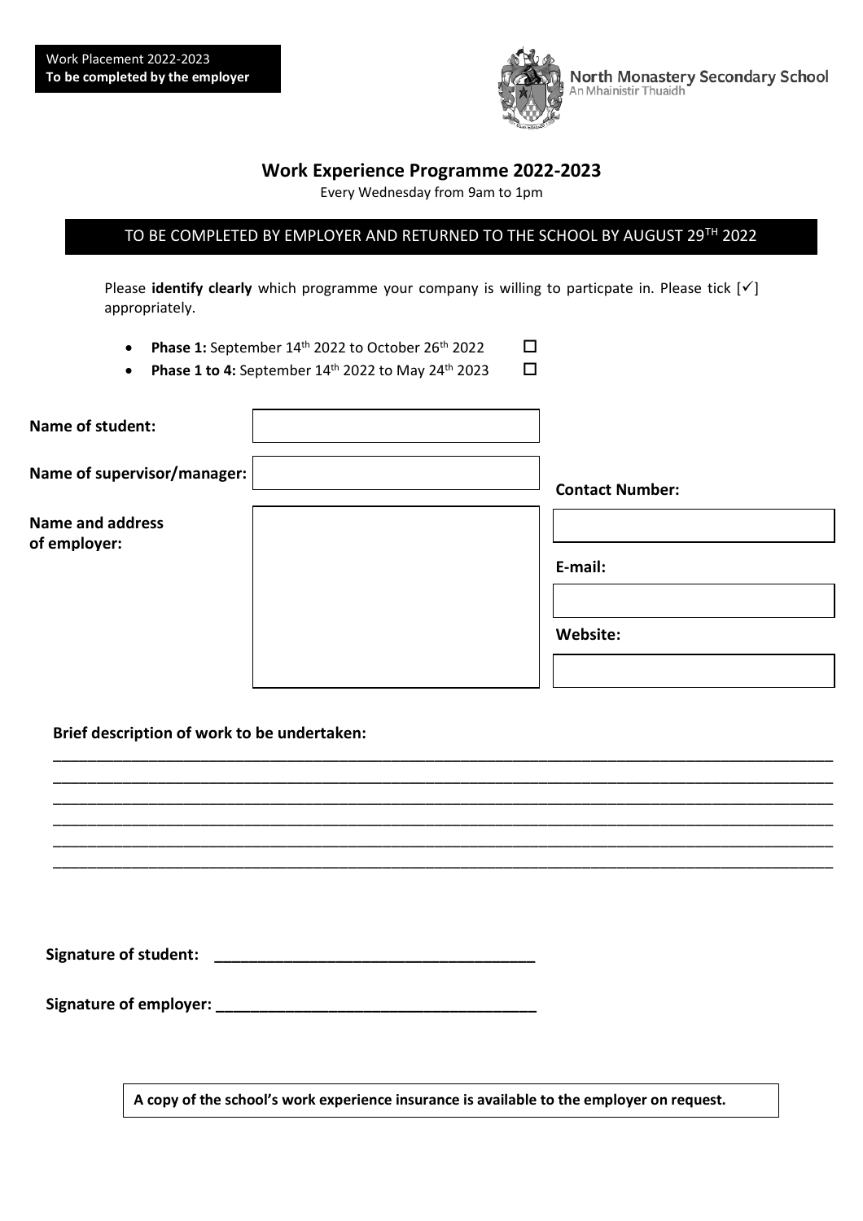Work Placement 2022-2023
**To be completed by the employer**

North Monastery Secondary School
An Mhainistir Thuaidh

## Work Experience Programme 2022-2023

Every Wednesday from 9am to 1pm

TO BE COMPLETED BY EMPLOYER AND RETURNED TO THE SCHOOL BY AUGUST 29TH 2022

Please **identify clearly** which programme your company is willing to particpate in. Please tick [✓] appropriately.

- **Phase 1:** September 14th 2022 to October 26th 2022 ☐
- **Phase 1 to 4:** September 14th 2022 to May 24th 2023 ☐

**Name of student:** 

**Name of supervisor/manager:** 

**Contact Number:** 

**Name and address of employer:** 

**E-mail:** 

**Website:** 

**Brief description of work to be undertaken:**

______________________________________________________________________________________
______________________________________________________________________________________
______________________________________________________________________________________
______________________________________________________________________________________
______________________________________________________________________________________
______________________________________________________________________________________

**Signature of student: ____________________________________**

**Signature of employer: ____________________________________**

**A copy of the school's work experience insurance is available to the employer on request.**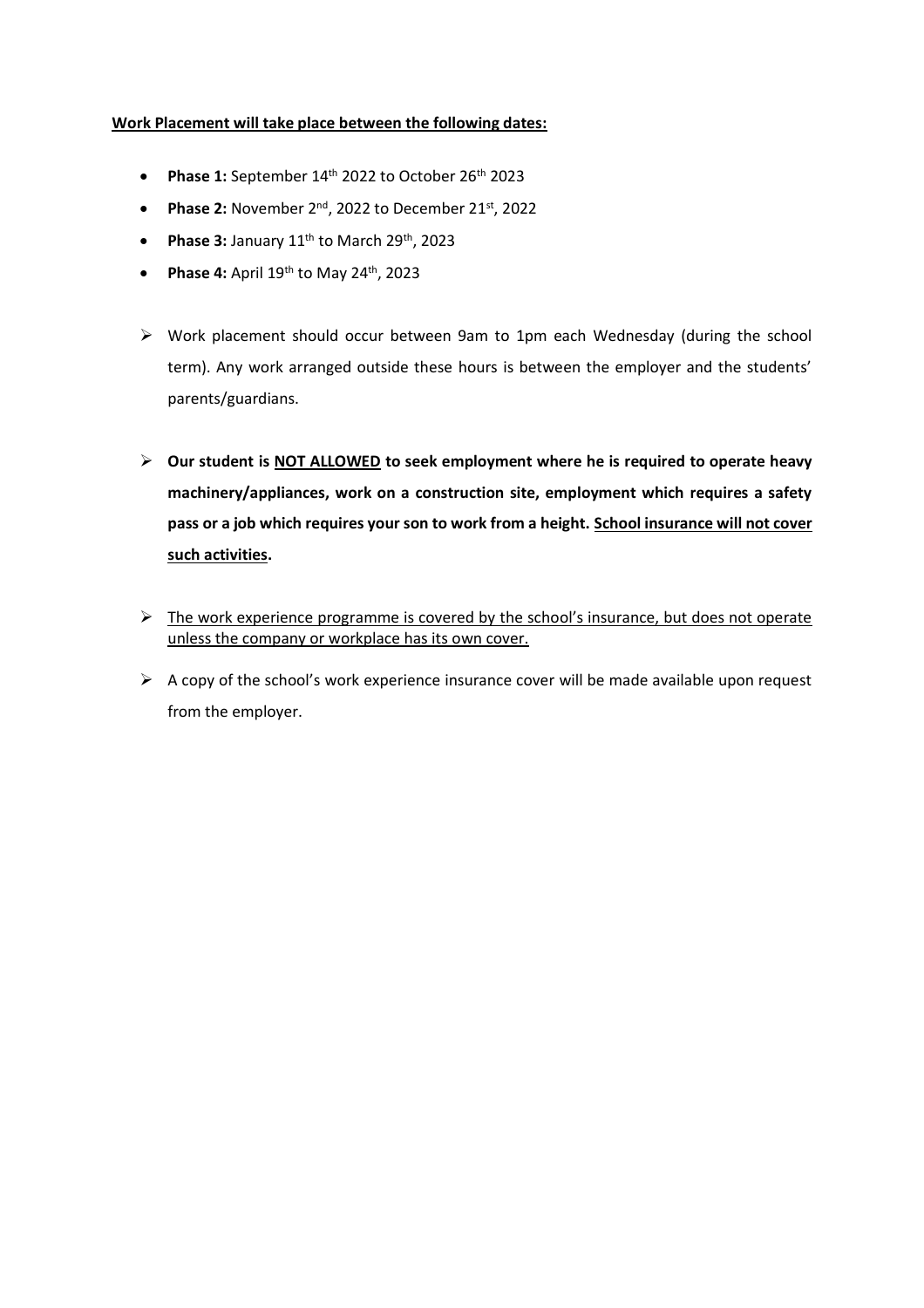**<u>Work Placement will take place between the following dates:</u>**

- **Phase 1:** September 14th 2022 to October 26th 2023
- **Phase 2:** November 2nd, 2022 to December 21st, 2022
- **Phase 3:** January 11th to March 29th, 2023
- **Phase 4:** April 19th to May 24th, 2023

- Work placement should occur between 9am to 1pm each Wednesday (during the school term). Any work arranged outside these hours is between the employer and the students' parents/guardians.

- **Our student is <u>NOT ALLOWED</u> to seek employment where he is required to operate heavy machinery/appliances, work on a construction site, employment which requires a safety pass or a job which requires your son to work from a height. <u>School insurance will not cover such activities</u>.**

- <u>The work experience programme is covered by the school's insurance, but does not operate unless the company or workplace has its own cover.</u>

- A copy of the school's work experience insurance cover will be made available upon request from the employer.